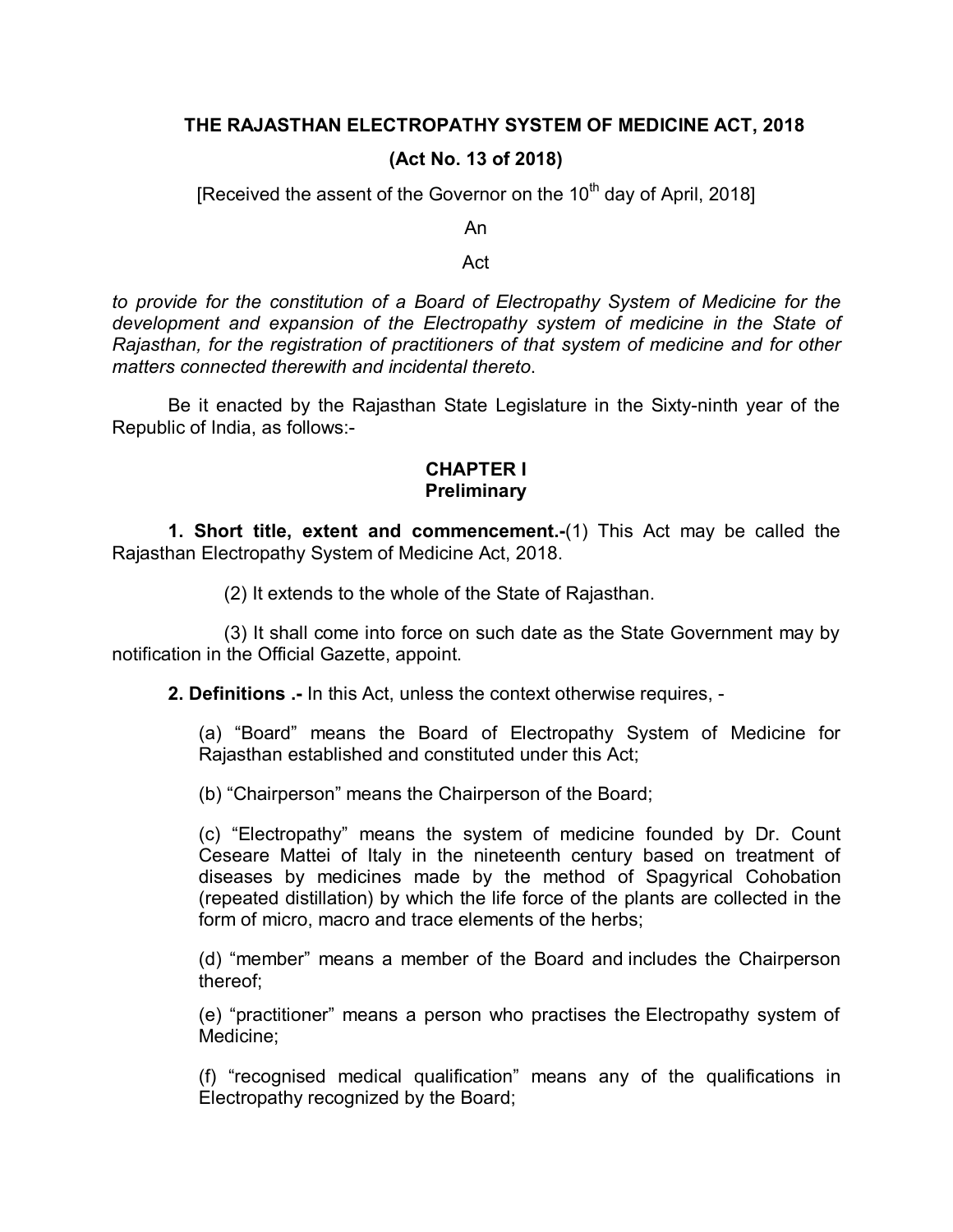# THE RAJASTHAN ELECTROPATHY SYSTEM OF MEDICINE ACT, 2018

## (Act No. 13 of 2018)

[Received the assent of the Governor on the 10th day of April, 2018]

An

Act

*to provide for the constitution of a Board of Electropathy System of Medicine for the development and expansion of the Electropathy system of medicine in the State of Rajasthan, for the registration of practitioners of that system of medicine and for other matters connected therewith and incidental thereto*.

Be it enacted by the Rajasthan State Legislature in the Sixty-ninth year of the Republic of India, as follows:-

## CHAPTER I
## Preliminary

**1. Short title, extent and commencement.-**(1) This Act may be called the Rajasthan Electropathy System of Medicine Act, 2018.

(2) It extends to the whole of the State of Rajasthan.

(3) It shall come into force on such date as the State Government may by notification in the Official Gazette, appoint.

**2. Definitions .-** In this Act, unless the context otherwise requires, -

(a) "Board" means the Board of Electropathy System of Medicine for Rajasthan established and constituted under this Act;

(b) "Chairperson" means the Chairperson of the Board;

(c) "Electropathy" means the system of medicine founded by Dr. Count Ceseare Mattei of Italy in the nineteenth century based on treatment of diseases by medicines made by the method of Spagyrical Cohobation (repeated distillation) by which the life force of the plants are collected in the form of micro, macro and trace elements of the herbs;

(d) "member" means a member of the Board and includes the Chairperson thereof;

(e) "practitioner" means a person who practises the Electropathy system of Medicine;

(f) "recognised medical qualification" means any of the qualifications in Electropathy recognized by the Board;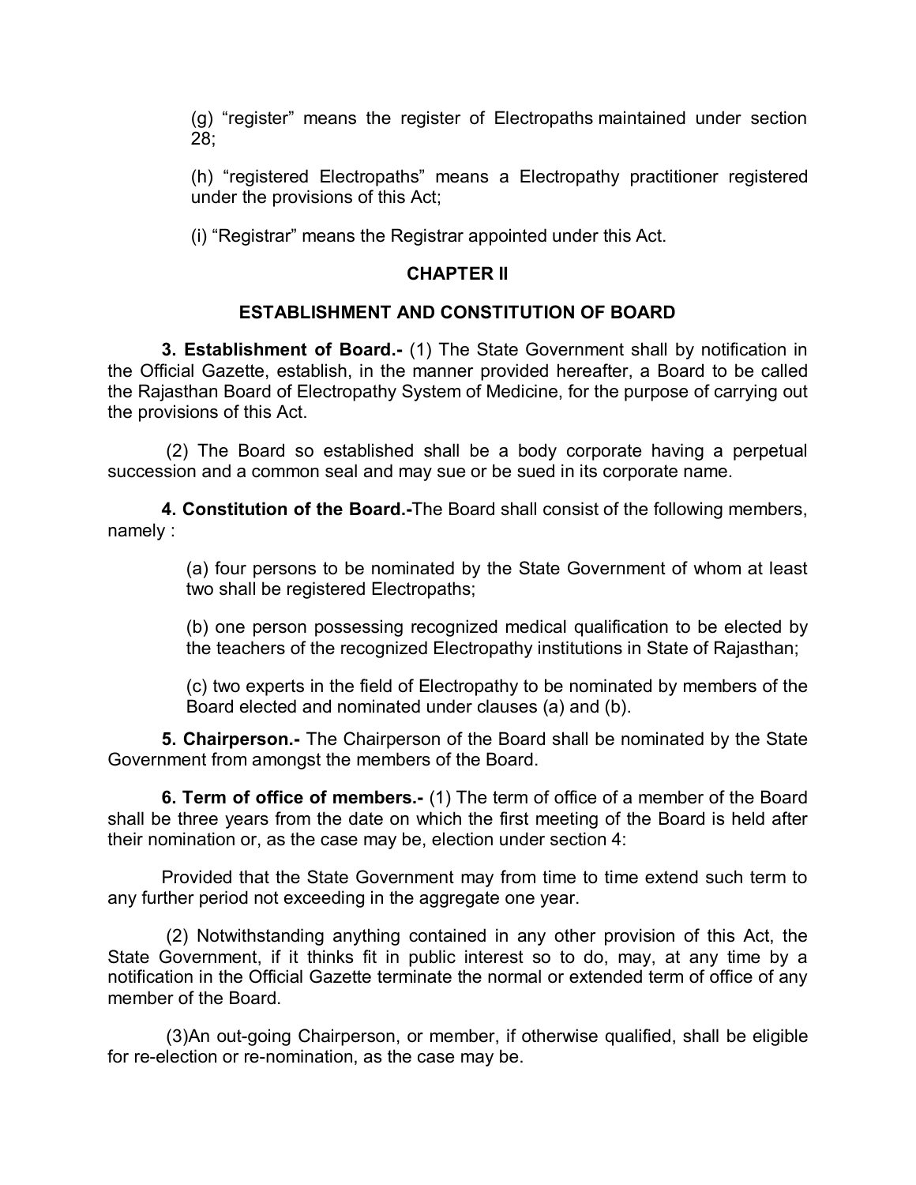(g) “register” means the register of Electropaths maintained under section 28;

(h) “registered Electropaths” means a Electropathy practitioner registered under the provisions of this Act;

(i) “Registrar” means the Registrar appointed under this Act.

## CHAPTER II

## ESTABLISHMENT AND CONSTITUTION OF BOARD

**3. Establishment of Board.-** (1) The State Government shall by notification in the Official Gazette, establish, in the manner provided hereafter, a Board to be called the Rajasthan Board of Electropathy System of Medicine, for the purpose of carrying out the provisions of this Act.

(2) The Board so established shall be a body corporate having a perpetual succession and a common seal and may sue or be sued in its corporate name.

**4. Constitution of the Board.-**The Board shall consist of the following members, namely :

(a) four persons to be nominated by the State Government of whom at least two shall be registered Electropaths;

(b) one person possessing recognized medical qualification to be elected by the teachers of the recognized Electropathy institutions in State of Rajasthan;

(c) two experts in the field of Electropathy to be nominated by members of the Board elected and nominated under clauses (a) and (b).

**5. Chairperson.-** The Chairperson of the Board shall be nominated by the State Government from amongst the members of the Board.

**6. Term of office of members.-** (1) The term of office of a member of the Board shall be three years from the date on which the first meeting of the Board is held after their nomination or, as the case may be, election under section 4:

Provided that the State Government may from time to time extend such term to any further period not exceeding in the aggregate one year.

(2) Notwithstanding anything contained in any other provision of this Act, the State Government, if it thinks fit in public interest so to do, may, at any time by a notification in the Official Gazette terminate the normal or extended term of office of any member of the Board.

(3)An out-going Chairperson, or member, if otherwise qualified, shall be eligible for re-election or re-nomination, as the case may be.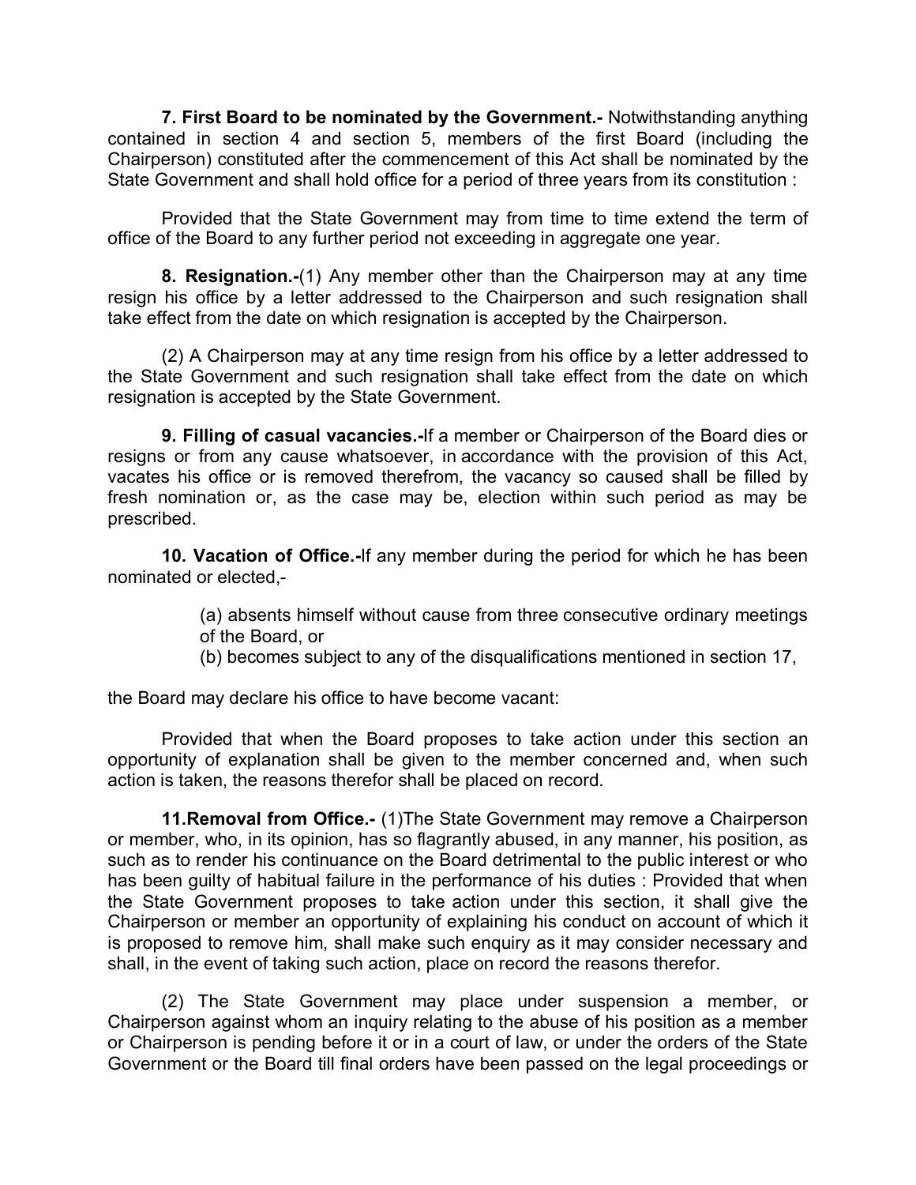**7. First Board to be nominated by the Government.-** Notwithstanding anything contained in section 4 and section 5, members of the first Board (including the Chairperson) constituted after the commencement of this Act shall be nominated by the State Government and shall hold office for a period of three years from its constitution :

Provided that the State Government may from time to time extend the term of office of the Board to any further period not exceeding in aggregate one year.

**8. Resignation.-**(1) Any member other than the Chairperson may at any time resign his office by a letter addressed to the Chairperson and such resignation shall take effect from the date on which resignation is accepted by the Chairperson.

(2) A Chairperson may at any time resign from his office by a letter addressed to the State Government and such resignation shall take effect from the date on which resignation is accepted by the State Government.

**9. Filling of casual vacancies.-**If a member or Chairperson of the Board dies or resigns or from any cause whatsoever, in accordance with the provision of this Act, vacates his office or is removed therefrom, the vacancy so caused shall be filled by fresh nomination or, as the case may be, election within such period as may be prescribed.

**10. Vacation of Office.-**If any member during the period for which he has been nominated or elected,-

(a) absents himself without cause from three consecutive ordinary meetings of the Board, or
(b) becomes subject to any of the disqualifications mentioned in section 17,

the Board may declare his office to have become vacant:

Provided that when the Board proposes to take action under this section an opportunity of explanation shall be given to the member concerned and, when such action is taken, the reasons therefor shall be placed on record.

**11.Removal from Office.-** (1)The State Government may remove a Chairperson or member, who, in its opinion, has so flagrantly abused, in any manner, his position, as such as to render his continuance on the Board detrimental to the public interest or who has been guilty of habitual failure in the performance of his duties : Provided that when the State Government proposes to take action under this section, it shall give the Chairperson or member an opportunity of explaining his conduct on account of which it is proposed to remove him, shall make such enquiry as it may consider necessary and shall, in the event of taking such action, place on record the reasons therefor.

(2) The State Government may place under suspension a member, or Chairperson against whom an inquiry relating to the abuse of his position as a member or Chairperson is pending before it or in a court of law, or under the orders of the State Government or the Board till final orders have been passed on the legal proceedings or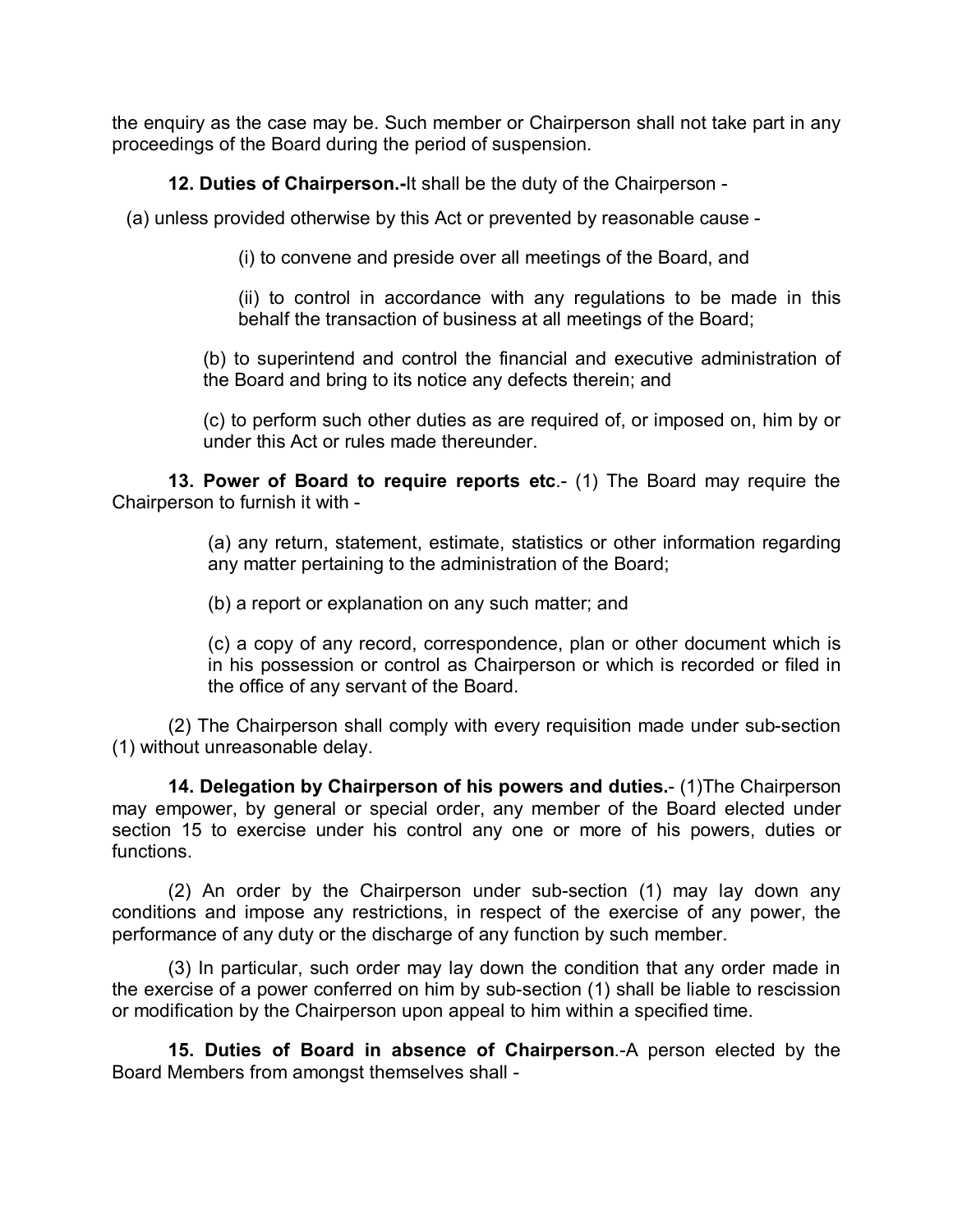the enquiry as the case may be. Such member or Chairperson shall not take part in any proceedings of the Board during the period of suspension.

**12. Duties of Chairperson.-**It shall be the duty of the Chairperson -

(a) unless provided otherwise by this Act or prevented by reasonable cause -

(i) to convene and preside over all meetings of the Board, and

(ii) to control in accordance with any regulations to be made in this behalf the transaction of business at all meetings of the Board;

(b) to superintend and control the financial and executive administration of the Board and bring to its notice any defects therein; and

(c) to perform such other duties as are required of, or imposed on, him by or under this Act or rules made thereunder.

**13. Power of Board to require reports etc**.- (1) The Board may require the Chairperson to furnish it with -

(a) any return, statement, estimate, statistics or other information regarding any matter pertaining to the administration of the Board;

(b) a report or explanation on any such matter; and

(c) a copy of any record, correspondence, plan or other document which is in his possession or control as Chairperson or which is recorded or filed in the office of any servant of the Board.

(2) The Chairperson shall comply with every requisition made under sub-section (1) without unreasonable delay.

**14. Delegation by Chairperson of his powers and duties.**- (1)The Chairperson may empower, by general or special order, any member of the Board elected under section 15 to exercise under his control any one or more of his powers, duties or functions.

(2) An order by the Chairperson under sub-section (1) may lay down any conditions and impose any restrictions, in respect of the exercise of any power, the performance of any duty or the discharge of any function by such member.

(3) In particular, such order may lay down the condition that any order made in the exercise of a power conferred on him by sub-section (1) shall be liable to rescission or modification by the Chairperson upon appeal to him within a specified time.

**15. Duties of Board in absence of Chairperson**.-A person elected by the Board Members from amongst themselves shall -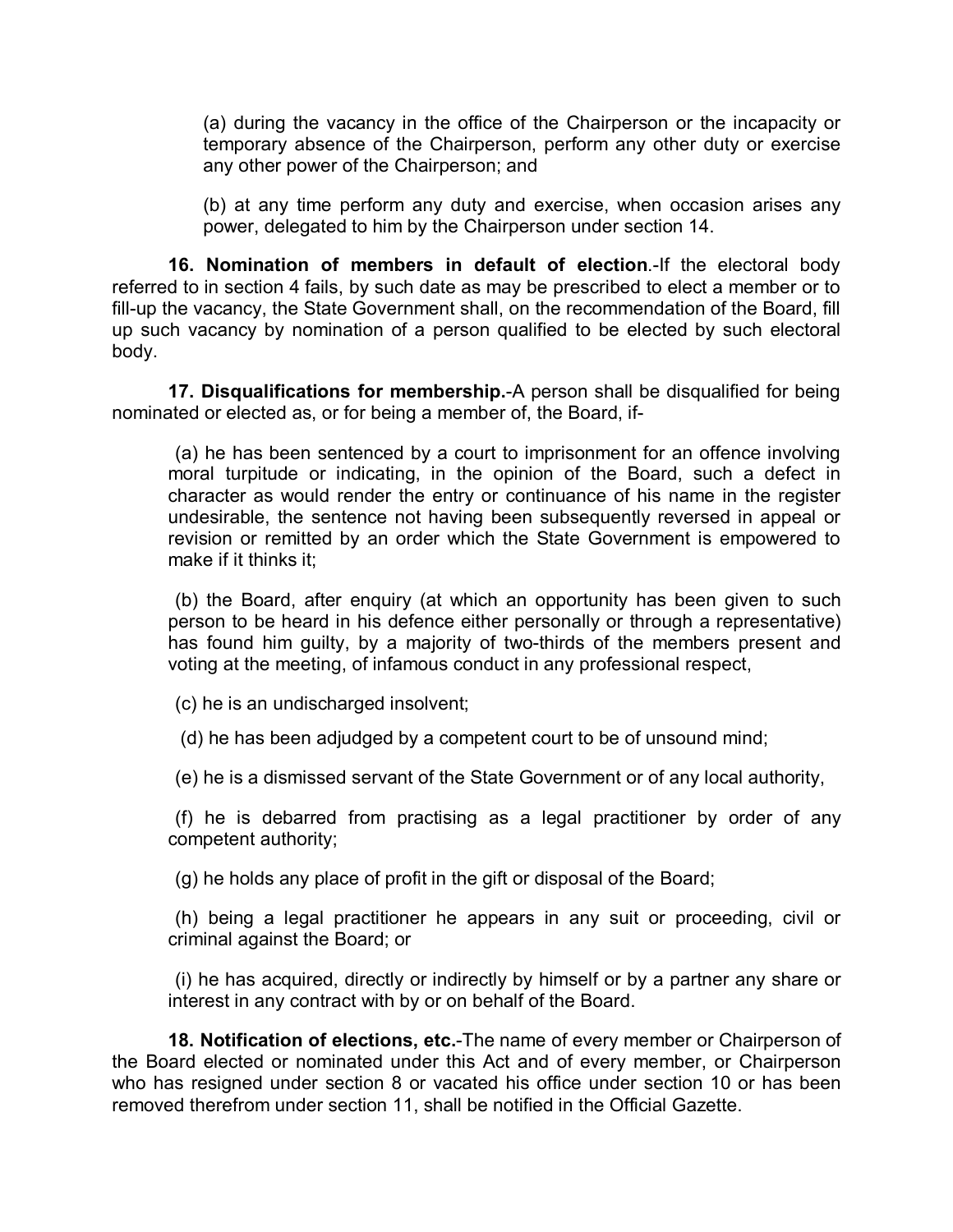(a) during the vacancy in the office of the Chairperson or the incapacity or temporary absence of the Chairperson, perform any other duty or exercise any other power of the Chairperson; and

(b) at any time perform any duty and exercise, when occasion arises any power, delegated to him by the Chairperson under section 14.

**16. Nomination of members in default of election**.-If the electoral body referred to in section 4 fails, by such date as may be prescribed to elect a member or to fill-up the vacancy, the State Government shall, on the recommendation of the Board, fill up such vacancy by nomination of a person qualified to be elected by such electoral body.

**17. Disqualifications for membership.**-A person shall be disqualified for being nominated or elected as, or for being a member of, the Board, if-

(a) he has been sentenced by a court to imprisonment for an offence involving moral turpitude or indicating, in the opinion of the Board, such a defect in character as would render the entry or continuance of his name in the register undesirable, the sentence not having been subsequently reversed in appeal or revision or remitted by an order which the State Government is empowered to make if it thinks it;

(b) the Board, after enquiry (at which an opportunity has been given to such person to be heard in his defence either personally or through a representative) has found him guilty, by a majority of two-thirds of the members present and voting at the meeting, of infamous conduct in any professional respect,

(c) he is an undischarged insolvent;

(d) he has been adjudged by a competent court to be of unsound mind;

(e) he is a dismissed servant of the State Government or of any local authority,

(f) he is debarred from practising as a legal practitioner by order of any competent authority;

(g) he holds any place of profit in the gift or disposal of the Board;

(h) being a legal practitioner he appears in any suit or proceeding, civil or criminal against the Board; or

(i) he has acquired, directly or indirectly by himself or by a partner any share or interest in any contract with by or on behalf of the Board.

**18. Notification of elections, etc.**-The name of every member or Chairperson of the Board elected or nominated under this Act and of every member, or Chairperson who has resigned under section 8 or vacated his office under section 10 or has been removed therefrom under section 11, shall be notified in the Official Gazette.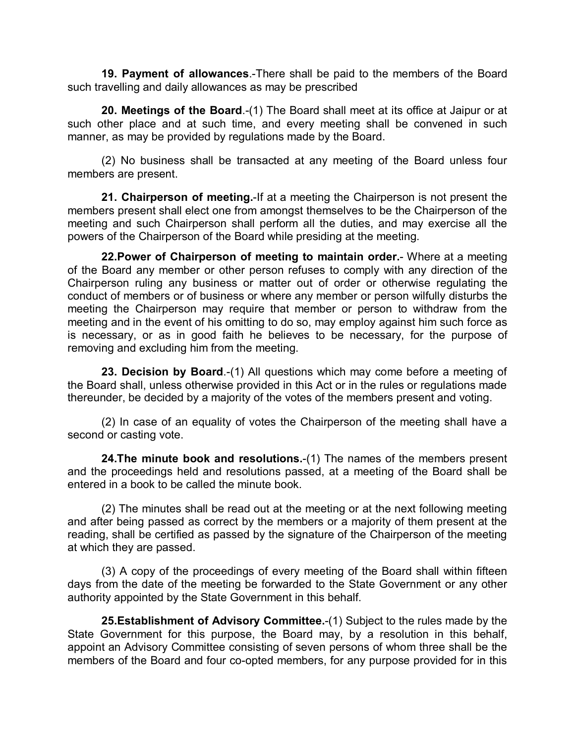**19. Payment of allowances**.-There shall be paid to the members of the Board such travelling and daily allowances as may be prescribed

**20. Meetings of the Board**.-(1) The Board shall meet at its office at Jaipur or at such other place and at such time, and every meeting shall be convened in such manner, as may be provided by regulations made by the Board.

(2) No business shall be transacted at any meeting of the Board unless four members are present.

**21. Chairperson of meeting.**-If at a meeting the Chairperson is not present the members present shall elect one from amongst themselves to be the Chairperson of the meeting and such Chairperson shall perform all the duties, and may exercise all the powers of the Chairperson of the Board while presiding at the meeting.

**22.Power of Chairperson of meeting to maintain order.**- Where at a meeting of the Board any member or other person refuses to comply with any direction of the Chairperson ruling any business or matter out of order or otherwise regulating the conduct of members or of business or where any member or person wilfully disturbs the meeting the Chairperson may require that member or person to withdraw from the meeting and in the event of his omitting to do so, may employ against him such force as is necessary, or as in good faith he believes to be necessary, for the purpose of removing and excluding him from the meeting.

**23. Decision by Board**.-(1) All questions which may come before a meeting of the Board shall, unless otherwise provided in this Act or in the rules or regulations made thereunder, be decided by a majority of the votes of the members present and voting.

(2) In case of an equality of votes the Chairperson of the meeting shall have a second or casting vote.

**24.The minute book and resolutions.**-(1) The names of the members present and the proceedings held and resolutions passed, at a meeting of the Board shall be entered in a book to be called the minute book.

(2) The minutes shall be read out at the meeting or at the next following meeting and after being passed as correct by the members or a majority of them present at the reading, shall be certified as passed by the signature of the Chairperson of the meeting at which they are passed.

(3) A copy of the proceedings of every meeting of the Board shall within fifteen days from the date of the meeting be forwarded to the State Government or any other authority appointed by the State Government in this behalf.

**25.Establishment of Advisory Committee.**-(1) Subject to the rules made by the State Government for this purpose, the Board may, by a resolution in this behalf, appoint an Advisory Committee consisting of seven persons of whom three shall be the members of the Board and four co-opted members, for any purpose provided for in this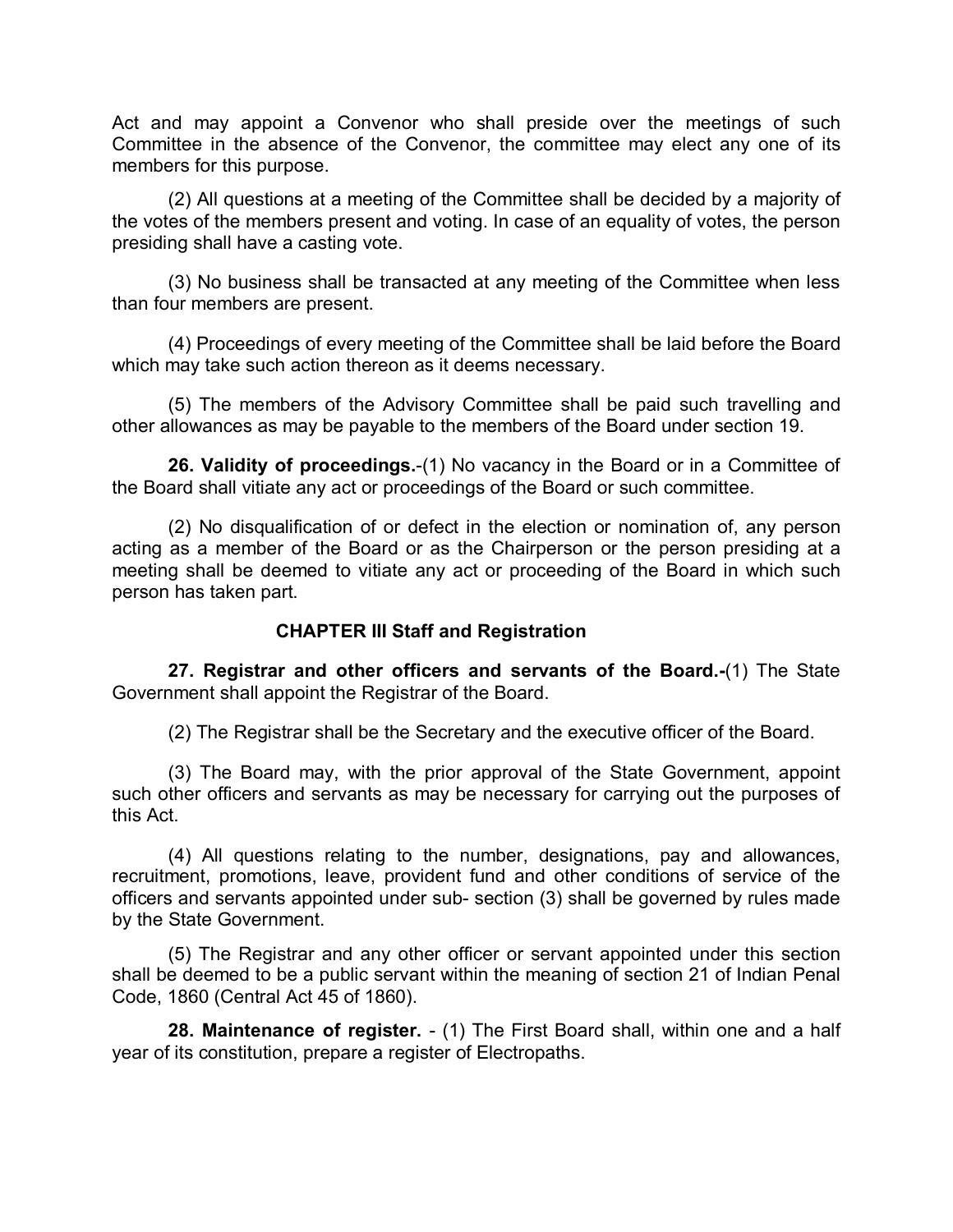Act and may appoint a Convenor who shall preside over the meetings of such Committee in the absence of the Convenor, the committee may elect any one of its members for this purpose.

(2) All questions at a meeting of the Committee shall be decided by a majority of the votes of the members present and voting. In case of an equality of votes, the person presiding shall have a casting vote.

(3) No business shall be transacted at any meeting of the Committee when less than four members are present.

(4) Proceedings of every meeting of the Committee shall be laid before the Board which may take such action thereon as it deems necessary.

(5) The members of the Advisory Committee shall be paid such travelling and other allowances as may be payable to the members of the Board under section 19.

**26. Validity of proceedings.**-(1) No vacancy in the Board or in a Committee of the Board shall vitiate any act or proceedings of the Board or such committee.

(2) No disqualification of or defect in the election or nomination of, any person acting as a member of the Board or as the Chairperson or the person presiding at a meeting shall be deemed to vitiate any act or proceeding of the Board in which such person has taken part.

## CHAPTER III Staff and Registration

**27. Registrar and other officers and servants of the Board.-**(1) The State Government shall appoint the Registrar of the Board.

(2) The Registrar shall be the Secretary and the executive officer of the Board.

(3) The Board may, with the prior approval of the State Government, appoint such other officers and servants as may be necessary for carrying out the purposes of this Act.

(4) All questions relating to the number, designations, pay and allowances, recruitment, promotions, leave, provident fund and other conditions of service of the officers and servants appointed under sub- section (3) shall be governed by rules made by the State Government.

(5) The Registrar and any other officer or servant appointed under this section shall be deemed to be a public servant within the meaning of section 21 of Indian Penal Code, 1860 (Central Act 45 of 1860).

**28. Maintenance of register.** - (1) The First Board shall, within one and a half year of its constitution, prepare a register of Electropaths.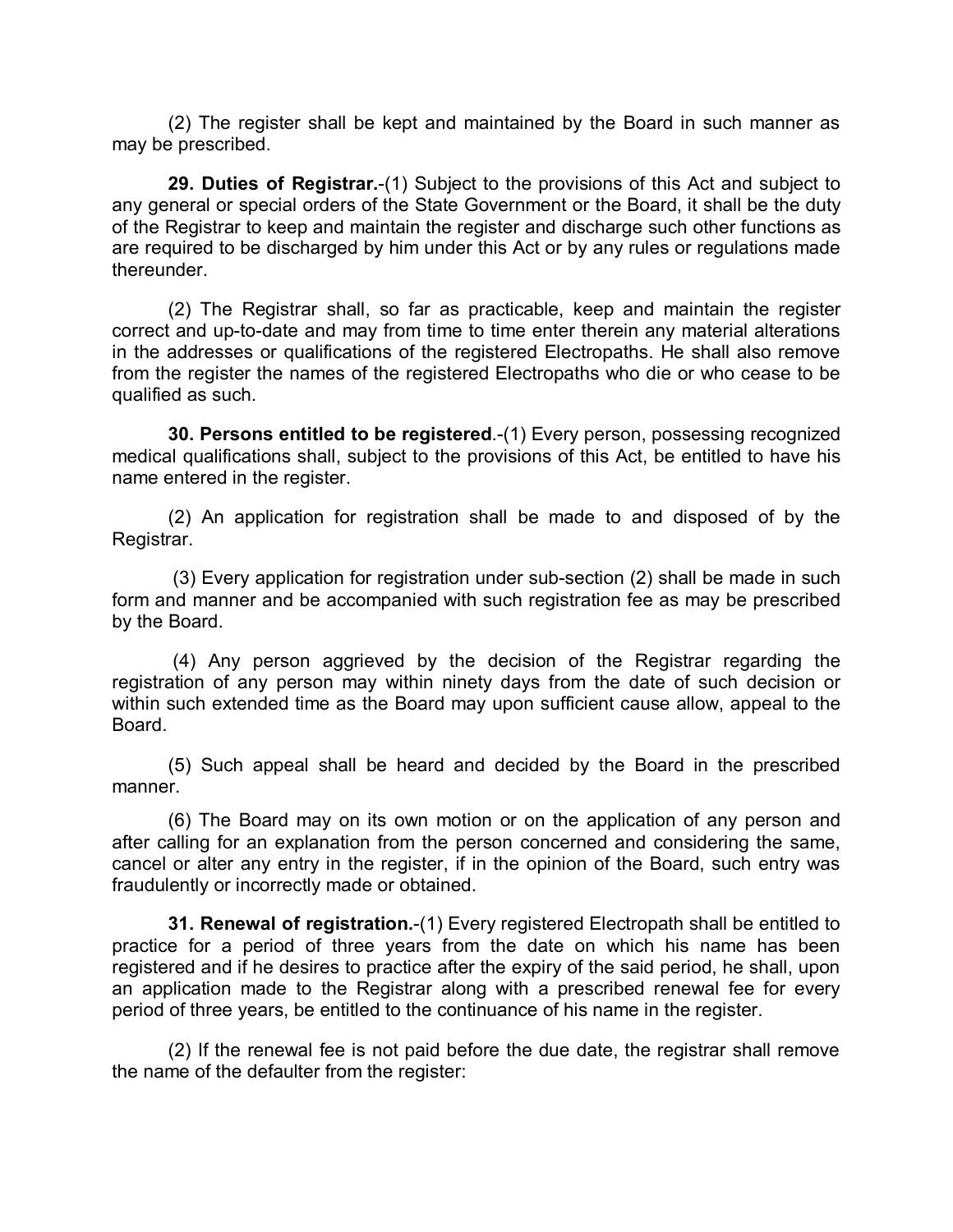(2) The register shall be kept and maintained by the Board in such manner as may be prescribed.

**29. Duties of Registrar.**-(1) Subject to the provisions of this Act and subject to any general or special orders of the State Government or the Board, it shall be the duty of the Registrar to keep and maintain the register and discharge such other functions as are required to be discharged by him under this Act or by any rules or regulations made thereunder.

(2) The Registrar shall, so far as practicable, keep and maintain the register correct and up-to-date and may from time to time enter therein any material alterations in the addresses or qualifications of the registered Electropaths. He shall also remove from the register the names of the registered Electropaths who die or who cease to be qualified as such.

**30. Persons entitled to be registered**.-(1) Every person, possessing recognized medical qualifications shall, subject to the provisions of this Act, be entitled to have his name entered in the register.

(2) An application for registration shall be made to and disposed of by the Registrar.

(3) Every application for registration under sub-section (2) shall be made in such form and manner and be accompanied with such registration fee as may be prescribed by the Board.

(4) Any person aggrieved by the decision of the Registrar regarding the registration of any person may within ninety days from the date of such decision or within such extended time as the Board may upon sufficient cause allow, appeal to the Board.

(5) Such appeal shall be heard and decided by the Board in the prescribed manner.

(6) The Board may on its own motion or on the application of any person and after calling for an explanation from the person concerned and considering the same, cancel or alter any entry in the register, if in the opinion of the Board, such entry was fraudulently or incorrectly made or obtained.

**31. Renewal of registration.**-(1) Every registered Electropath shall be entitled to practice for a period of three years from the date on which his name has been registered and if he desires to practice after the expiry of the said period, he shall, upon an application made to the Registrar along with a prescribed renewal fee for every period of three years, be entitled to the continuance of his name in the register.

(2) If the renewal fee is not paid before the due date, the registrar shall remove the name of the defaulter from the register: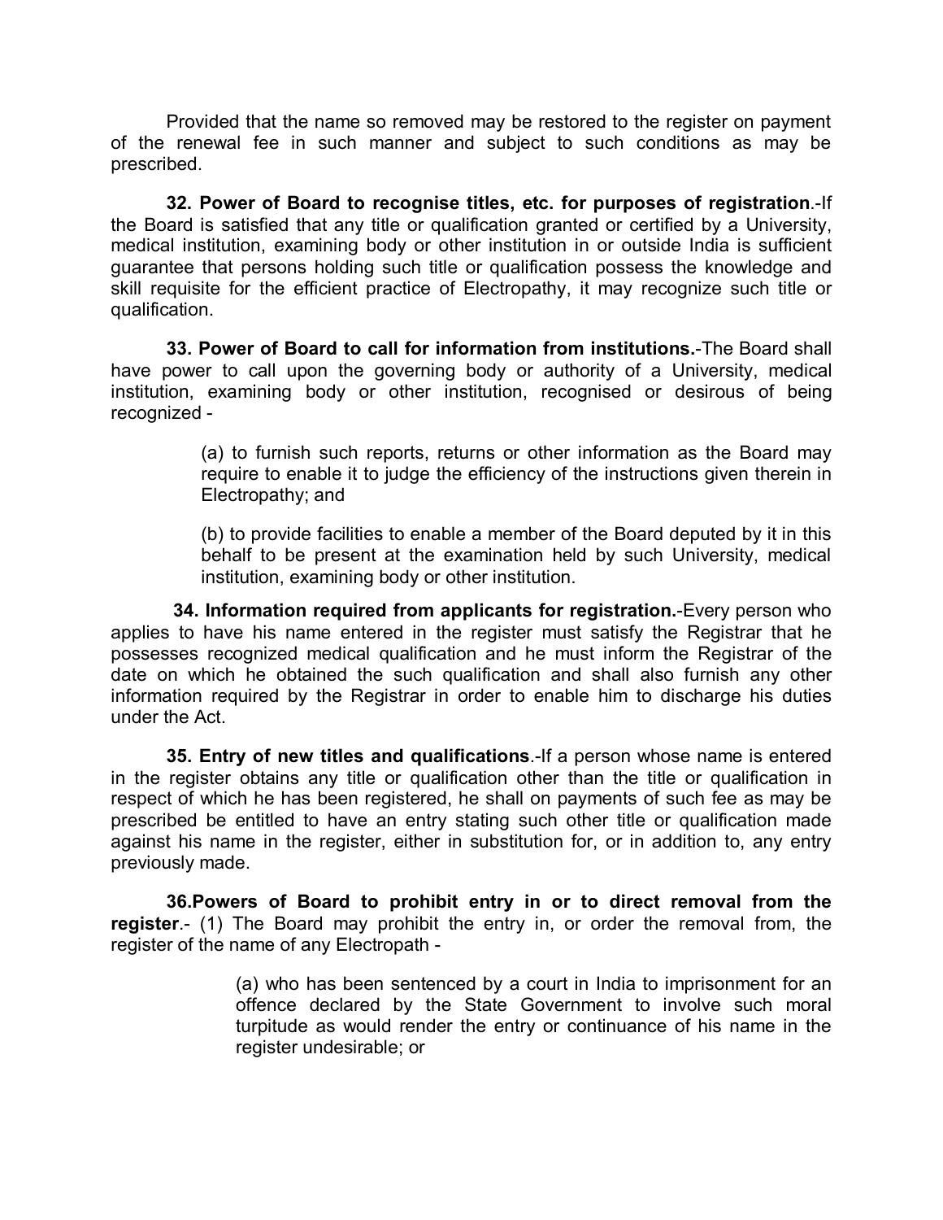Provided that the name so removed may be restored to the register on payment of the renewal fee in such manner and subject to such conditions as may be prescribed.

**32. Power of Board to recognise titles, etc. for purposes of registration**.-If the Board is satisfied that any title or qualification granted or certified by a University, medical institution, examining body or other institution in or outside India is sufficient guarantee that persons holding such title or qualification possess the knowledge and skill requisite for the efficient practice of Electropathy, it may recognize such title or qualification.

**33. Power of Board to call for information from institutions.**-The Board shall have power to call upon the governing body or authority of a University, medical institution, examining body or other institution, recognised or desirous of being recognized -

(a) to furnish such reports, returns or other information as the Board may require to enable it to judge the efficiency of the instructions given therein in Electropathy; and

(b) to provide facilities to enable a member of the Board deputed by it in this behalf to be present at the examination held by such University, medical institution, examining body or other institution.

**34. Information required from applicants for registration.**-Every person who applies to have his name entered in the register must satisfy the Registrar that he possesses recognized medical qualification and he must inform the Registrar of the date on which he obtained the such qualification and shall also furnish any other information required by the Registrar in order to enable him to discharge his duties under the Act.

**35. Entry of new titles and qualifications**.-If a person whose name is entered in the register obtains any title or qualification other than the title or qualification in respect of which he has been registered, he shall on payments of such fee as may be prescribed be entitled to have an entry stating such other title or qualification made against his name in the register, either in substitution for, or in addition to, any entry previously made.

**36.Powers of Board to prohibit entry in or to direct removal from the register**.- (1) The Board may prohibit the entry in, or order the removal from, the register of the name of any Electropath -

(a) who has been sentenced by a court in India to imprisonment for an offence declared by the State Government to involve such moral turpitude as would render the entry or continuance of his name in the register undesirable; or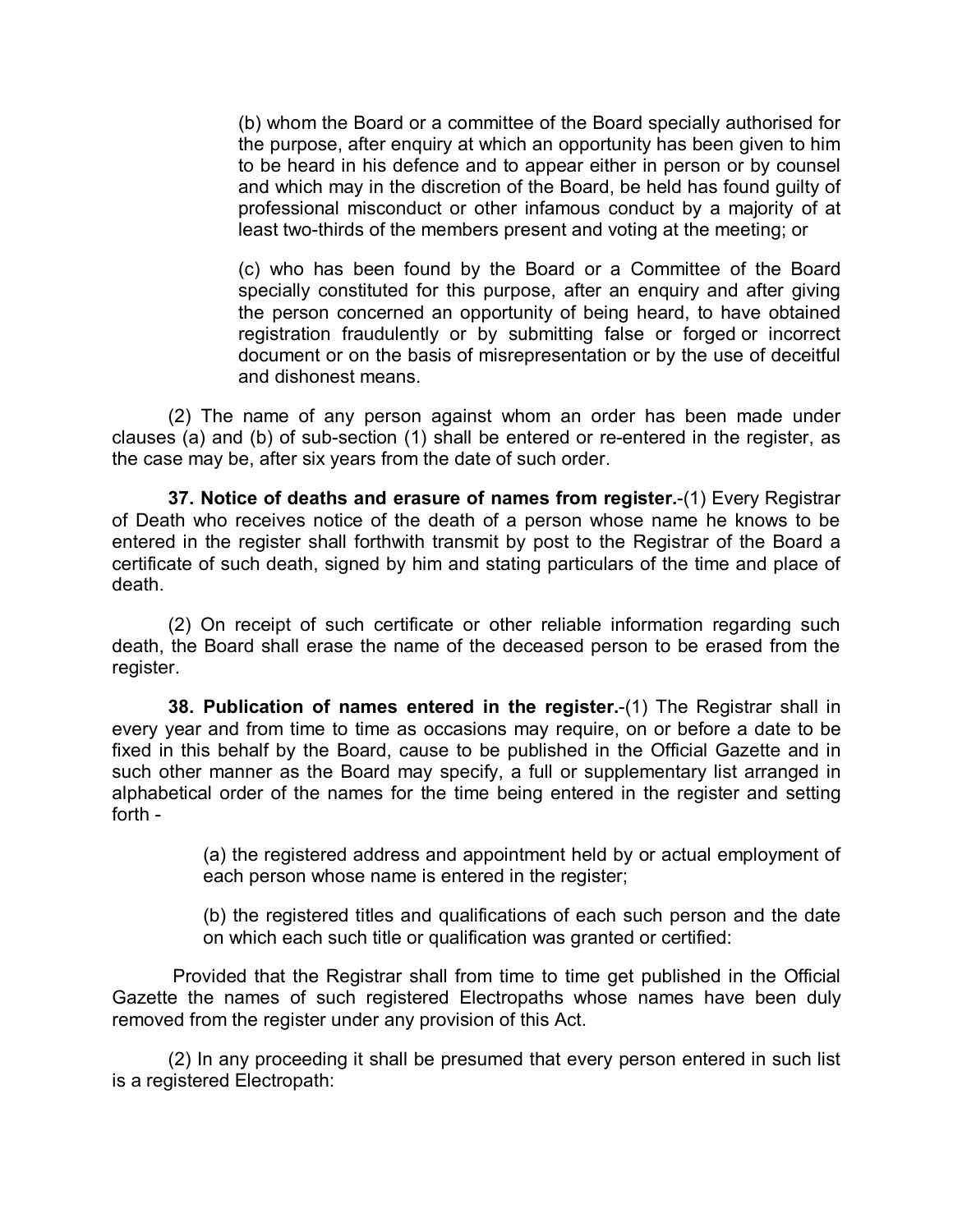(b) whom the Board or a committee of the Board specially authorised for the purpose, after enquiry at which an opportunity has been given to him to be heard in his defence and to appear either in person or by counsel and which may in the discretion of the Board, be held has found guilty of professional misconduct or other infamous conduct by a majority of at least two-thirds of the members present and voting at the meeting; or

(c) who has been found by the Board or a Committee of the Board specially constituted for this purpose, after an enquiry and after giving the person concerned an opportunity of being heard, to have obtained registration fraudulently or by submitting false or forged or incorrect document or on the basis of misrepresentation or by the use of deceitful and dishonest means.

(2) The name of any person against whom an order has been made under clauses (a) and (b) of sub-section (1) shall be entered or re-entered in the register, as the case may be, after six years from the date of such order.

**37. Notice of deaths and erasure of names from register.**-(1) Every Registrar of Death who receives notice of the death of a person whose name he knows to be entered in the register shall forthwith transmit by post to the Registrar of the Board a certificate of such death, signed by him and stating particulars of the time and place of death.

(2) On receipt of such certificate or other reliable information regarding such death, the Board shall erase the name of the deceased person to be erased from the register.

**38. Publication of names entered in the register.**-(1) The Registrar shall in every year and from time to time as occasions may require, on or before a date to be fixed in this behalf by the Board, cause to be published in the Official Gazette and in such other manner as the Board may specify, a full or supplementary list arranged in alphabetical order of the names for the time being entered in the register and setting forth -

(a) the registered address and appointment held by or actual employment of each person whose name is entered in the register;

(b) the registered titles and qualifications of each such person and the date on which each such title or qualification was granted or certified:

Provided that the Registrar shall from time to time get published in the Official Gazette the names of such registered Electropaths whose names have been duly removed from the register under any provision of this Act.

(2) In any proceeding it shall be presumed that every person entered in such list is a registered Electropath: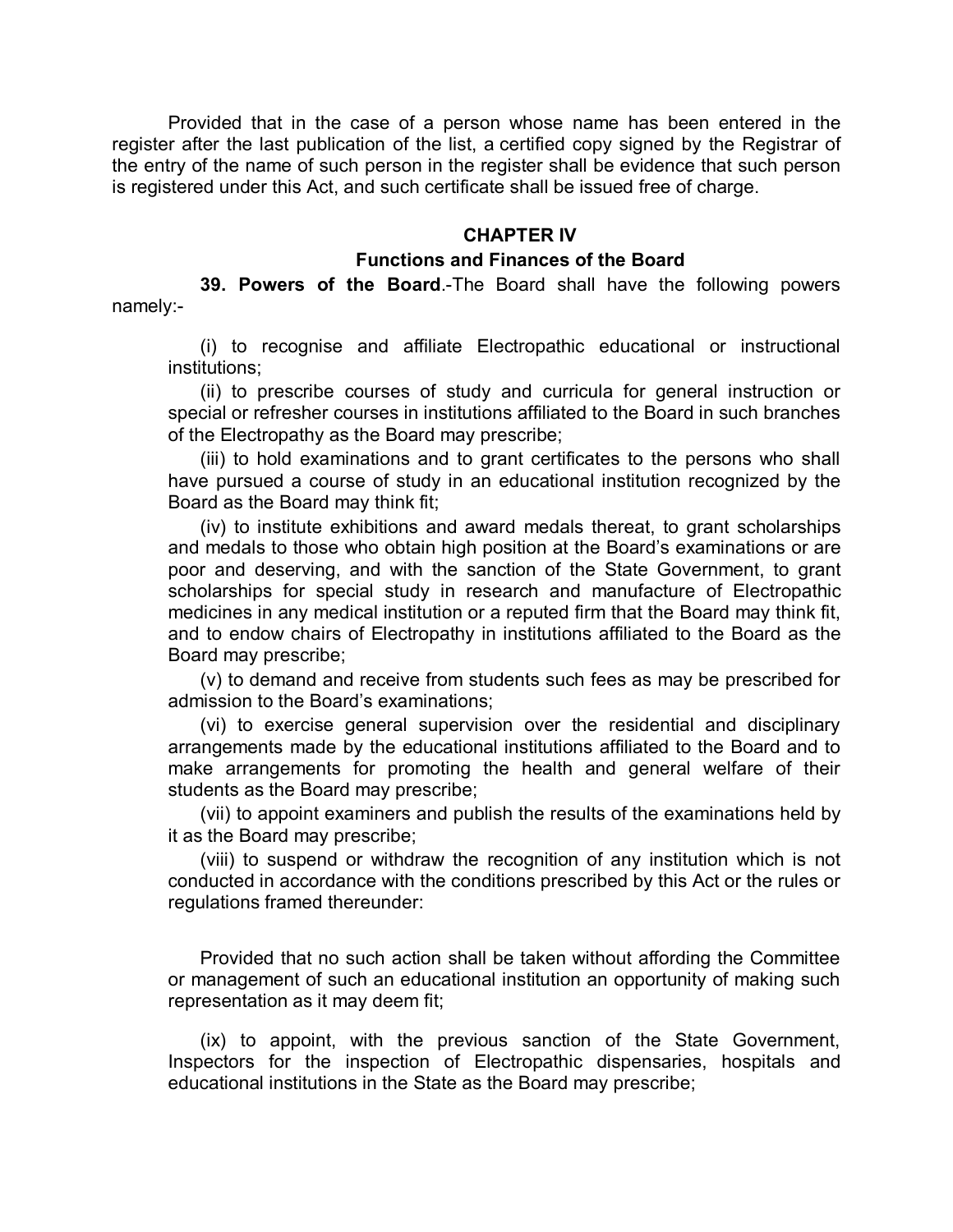Provided that in the case of a person whose name has been entered in the register after the last publication of the list, a certified copy signed by the Registrar of the entry of the name of such person in the register shall be evidence that such person is registered under this Act, and such certificate shall be issued free of charge.

## CHAPTER IV

### Functions and Finances of the Board

**39. Powers of the Board**.-The Board shall have the following powers namely:-

(i) to recognise and affiliate Electropathic educational or instructional institutions;

(ii) to prescribe courses of study and curricula for general instruction or special or refresher courses in institutions affiliated to the Board in such branches of the Electropathy as the Board may prescribe;

(iii) to hold examinations and to grant certificates to the persons who shall have pursued a course of study in an educational institution recognized by the Board as the Board may think fit;

(iv) to institute exhibitions and award medals thereat, to grant scholarships and medals to those who obtain high position at the Board's examinations or are poor and deserving, and with the sanction of the State Government, to grant scholarships for special study in research and manufacture of Electropathic medicines in any medical institution or a reputed firm that the Board may think fit, and to endow chairs of Electropathy in institutions affiliated to the Board as the Board may prescribe;

(v) to demand and receive from students such fees as may be prescribed for admission to the Board's examinations;

(vi) to exercise general supervision over the residential and disciplinary arrangements made by the educational institutions affiliated to the Board and to make arrangements for promoting the health and general welfare of their students as the Board may prescribe;

(vii) to appoint examiners and publish the results of the examinations held by it as the Board may prescribe;

(viii) to suspend or withdraw the recognition of any institution which is not conducted in accordance with the conditions prescribed by this Act or the rules or regulations framed thereunder:

Provided that no such action shall be taken without affording the Committee or management of such an educational institution an opportunity of making such representation as it may deem fit;

(ix) to appoint, with the previous sanction of the State Government, Inspectors for the inspection of Electropathic dispensaries, hospitals and educational institutions in the State as the Board may prescribe;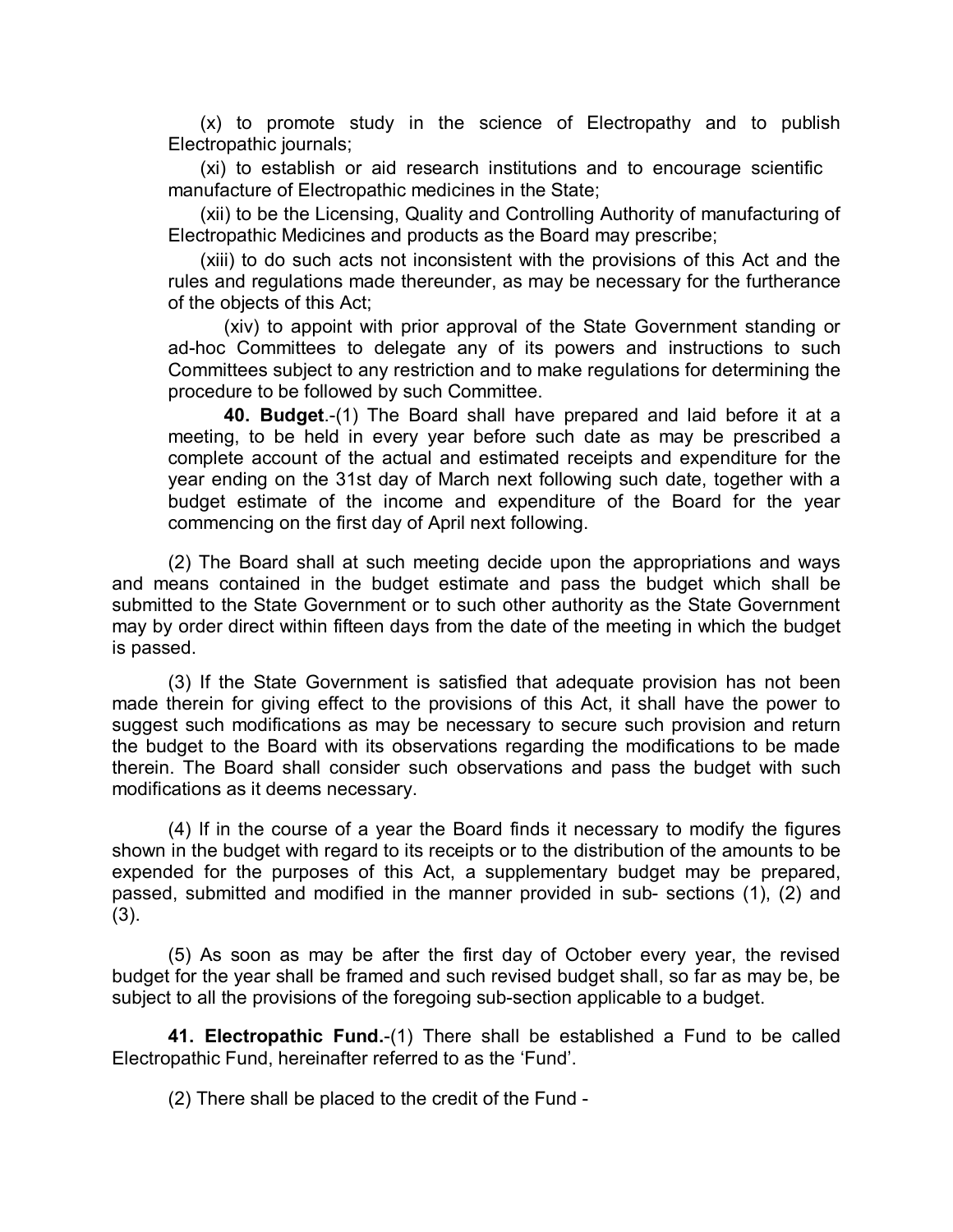(x) to promote study in the science of Electropathy and to publish Electropathic journals;

(xi) to establish or aid research institutions and to encourage scientific manufacture of Electropathic medicines in the State;

(xii) to be the Licensing, Quality and Controlling Authority of manufacturing of Electropathic Medicines and products as the Board may prescribe;

(xiii) to do such acts not inconsistent with the provisions of this Act and the rules and regulations made thereunder, as may be necessary for the furtherance of the objects of this Act;

(xiv) to appoint with prior approval of the State Government standing or ad-hoc Committees to delegate any of its powers and instructions to such Committees subject to any restriction and to make regulations for determining the procedure to be followed by such Committee.

**40. Budget**.-(1) The Board shall have prepared and laid before it at a meeting, to be held in every year before such date as may be prescribed a complete account of the actual and estimated receipts and expenditure for the year ending on the 31st day of March next following such date, together with a budget estimate of the income and expenditure of the Board for the year commencing on the first day of April next following.

(2) The Board shall at such meeting decide upon the appropriations and ways and means contained in the budget estimate and pass the budget which shall be submitted to the State Government or to such other authority as the State Government may by order direct within fifteen days from the date of the meeting in which the budget is passed.

(3) If the State Government is satisfied that adequate provision has not been made therein for giving effect to the provisions of this Act, it shall have the power to suggest such modifications as may be necessary to secure such provision and return the budget to the Board with its observations regarding the modifications to be made therein. The Board shall consider such observations and pass the budget with such modifications as it deems necessary.

(4) If in the course of a year the Board finds it necessary to modify the figures shown in the budget with regard to its receipts or to the distribution of the amounts to be expended for the purposes of this Act, a supplementary budget may be prepared, passed, submitted and modified in the manner provided in sub- sections (1), (2) and (3).

(5) As soon as may be after the first day of October every year, the revised budget for the year shall be framed and such revised budget shall, so far as may be, be subject to all the provisions of the foregoing sub-section applicable to a budget.

**41. Electropathic Fund.**-(1) There shall be established a Fund to be called Electropathic Fund, hereinafter referred to as the 'Fund'.

(2) There shall be placed to the credit of the Fund -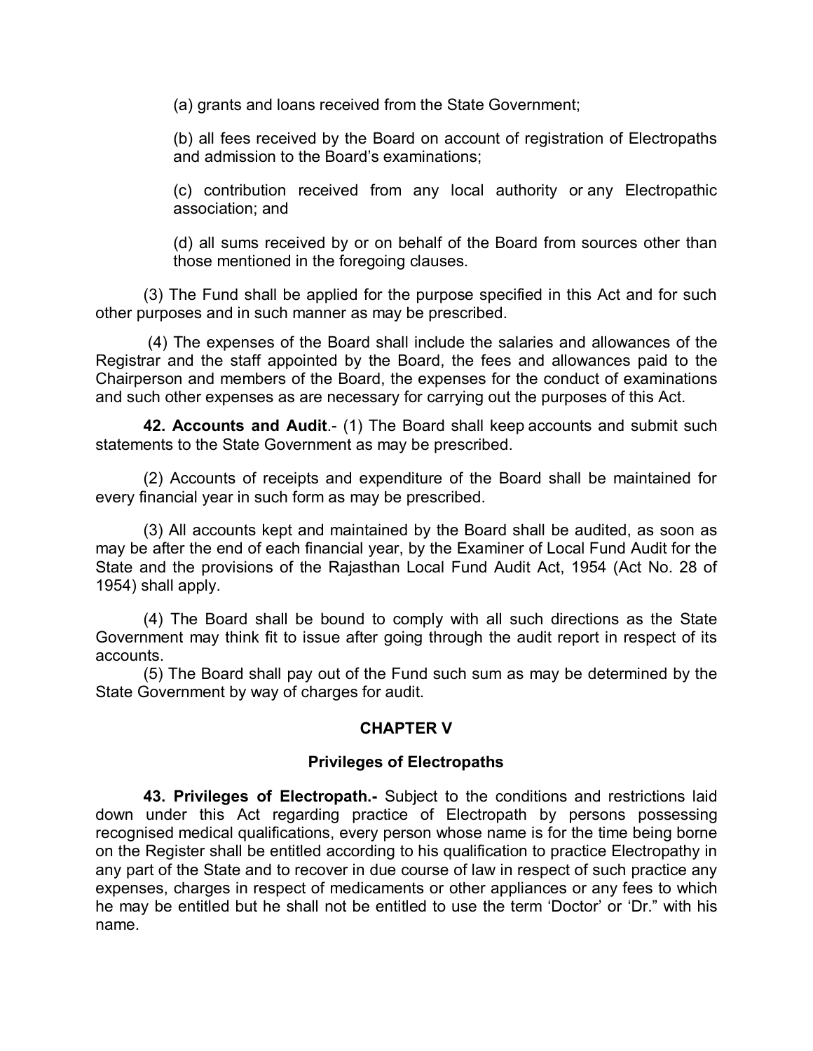(a) grants and loans received from the State Government;

(b) all fees received by the Board on account of registration of Electropaths and admission to the Board's examinations;

(c) contribution received from any local authority or any Electropathic association; and

(d) all sums received by or on behalf of the Board from sources other than those mentioned in the foregoing clauses.

(3) The Fund shall be applied for the purpose specified in this Act and for such other purposes and in such manner as may be prescribed.

(4) The expenses of the Board shall include the salaries and allowances of the Registrar and the staff appointed by the Board, the fees and allowances paid to the Chairperson and members of the Board, the expenses for the conduct of examinations and such other expenses as are necessary for carrying out the purposes of this Act.

**42. Accounts and Audit**.- (1) The Board shall keep accounts and submit such statements to the State Government as may be prescribed.

(2) Accounts of receipts and expenditure of the Board shall be maintained for every financial year in such form as may be prescribed.

(3) All accounts kept and maintained by the Board shall be audited, as soon as may be after the end of each financial year, by the Examiner of Local Fund Audit for the State and the provisions of the Rajasthan Local Fund Audit Act, 1954 (Act No. 28 of 1954) shall apply.

(4) The Board shall be bound to comply with all such directions as the State Government may think fit to issue after going through the audit report in respect of its accounts.

(5) The Board shall pay out of the Fund such sum as may be determined by the State Government by way of charges for audit.

## CHAPTER V

### Privileges of Electropaths

**43. Privileges of Electropath.-** Subject to the conditions and restrictions laid down under this Act regarding practice of Electropath by persons possessing recognised medical qualifications, every person whose name is for the time being borne on the Register shall be entitled according to his qualification to practice Electropathy in any part of the State and to recover in due course of law in respect of such practice any expenses, charges in respect of medicaments or other appliances or any fees to which he may be entitled but he shall not be entitled to use the term 'Doctor' or 'Dr." with his name.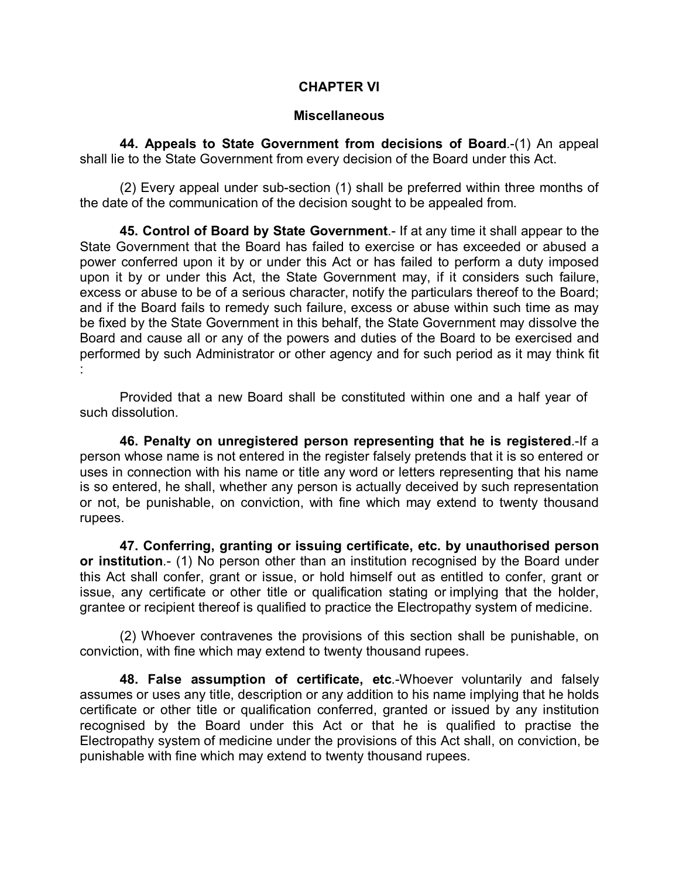## CHAPTER VI

### Miscellaneous

**44. Appeals to State Government from decisions of Board**.-(1) An appeal shall lie to the State Government from every decision of the Board under this Act.

(2) Every appeal under sub-section (1) shall be preferred within three months of the date of the communication of the decision sought to be appealed from.

**45. Control of Board by State Government**.- If at any time it shall appear to the State Government that the Board has failed to exercise or has exceeded or abused a power conferred upon it by or under this Act or has failed to perform a duty imposed upon it by or under this Act, the State Government may, if it considers such failure, excess or abuse to be of a serious character, notify the particulars thereof to the Board; and if the Board fails to remedy such failure, excess or abuse within such time as may be fixed by the State Government in this behalf, the State Government may dissolve the Board and cause all or any of the powers and duties of the Board to be exercised and performed by such Administrator or other agency and for such period as it may think fit :

Provided that a new Board shall be constituted within one and a half year of such dissolution.

**46. Penalty on unregistered person representing that he is registered**.-If a person whose name is not entered in the register falsely pretends that it is so entered or uses in connection with his name or title any word or letters representing that his name is so entered, he shall, whether any person is actually deceived by such representation or not, be punishable, on conviction, with fine which may extend to twenty thousand rupees.

**47. Conferring, granting or issuing certificate, etc. by unauthorised person or institution**.- (1) No person other than an institution recognised by the Board under this Act shall confer, grant or issue, or hold himself out as entitled to confer, grant or issue, any certificate or other title or qualification stating or implying that the holder, grantee or recipient thereof is qualified to practice the Electropathy system of medicine.

(2) Whoever contravenes the provisions of this section shall be punishable, on conviction, with fine which may extend to twenty thousand rupees.

**48. False assumption of certificate, etc**.-Whoever voluntarily and falsely assumes or uses any title, description or any addition to his name implying that he holds certificate or other title or qualification conferred, granted or issued by any institution recognised by the Board under this Act or that he is qualified to practise the Electropathy system of medicine under the provisions of this Act shall, on conviction, be punishable with fine which may extend to twenty thousand rupees.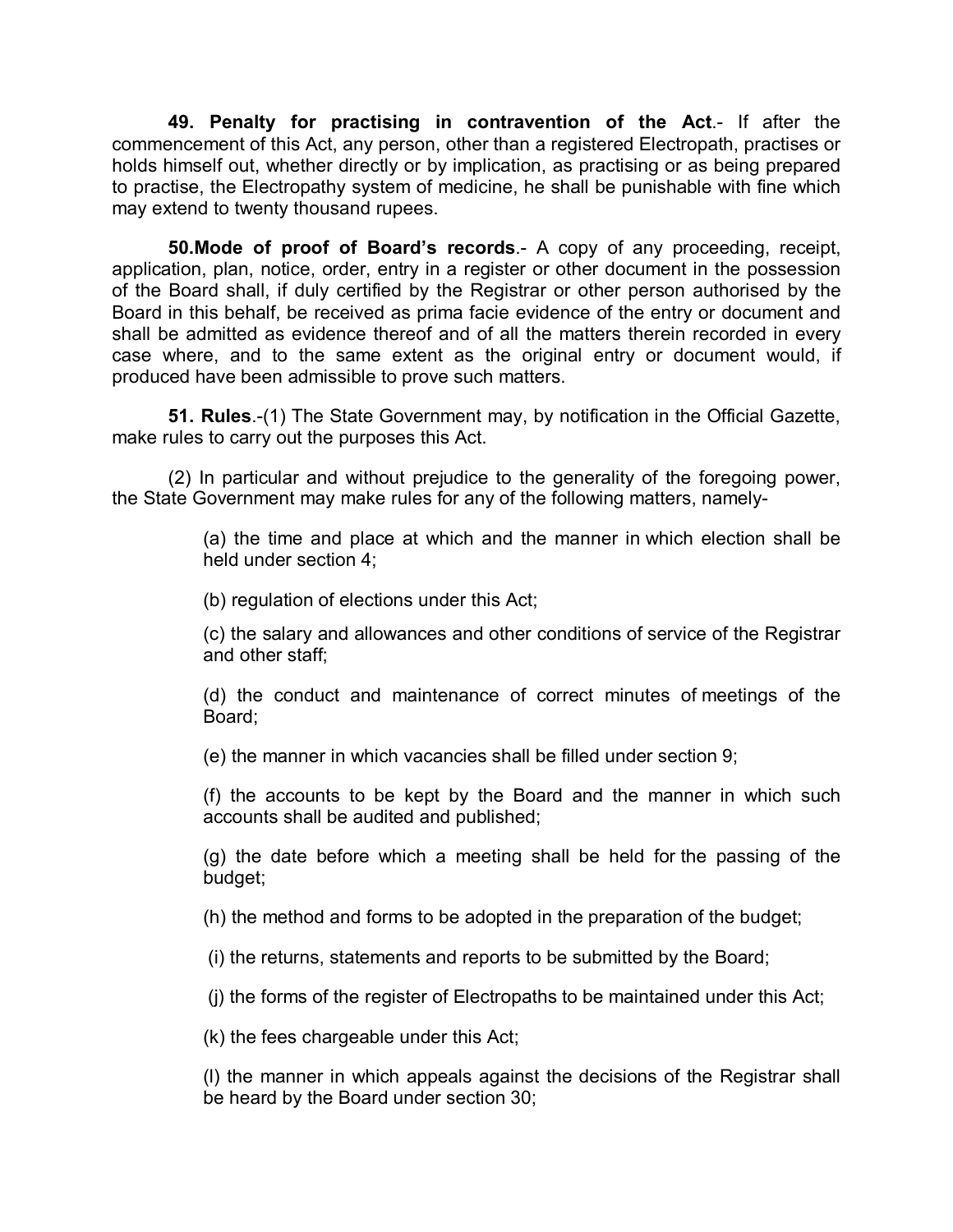**49. Penalty for practising in contravention of the Act**.- If after the commencement of this Act, any person, other than a registered Electropath, practises or holds himself out, whether directly or by implication, as practising or as being prepared to practise, the Electropathy system of medicine, he shall be punishable with fine which may extend to twenty thousand rupees.

**50.Mode of proof of Board's records**.- A copy of any proceeding, receipt, application, plan, notice, order, entry in a register or other document in the possession of the Board shall, if duly certified by the Registrar or other person authorised by the Board in this behalf, be received as prima facie evidence of the entry or document and shall be admitted as evidence thereof and of all the matters therein recorded in every case where, and to the same extent as the original entry or document would, if produced have been admissible to prove such matters.

**51. Rules**.-(1) The State Government may, by notification in the Official Gazette, make rules to carry out the purposes this Act.

(2) In particular and without prejudice to the generality of the foregoing power, the State Government may make rules for any of the following matters, namely-

(a) the time and place at which and the manner in which election shall be held under section 4;

(b) regulation of elections under this Act;

(c) the salary and allowances and other conditions of service of the Registrar and other staff;

(d) the conduct and maintenance of correct minutes of meetings of the Board;

(e) the manner in which vacancies shall be filled under section 9;

(f) the accounts to be kept by the Board and the manner in which such accounts shall be audited and published;

(g) the date before which a meeting shall be held for the passing of the budget;

(h) the method and forms to be adopted in the preparation of the budget;

(i) the returns, statements and reports to be submitted by the Board;

(j) the forms of the register of Electropaths to be maintained under this Act;

(k) the fees chargeable under this Act;

(l) the manner in which appeals against the decisions of the Registrar shall be heard by the Board under section 30;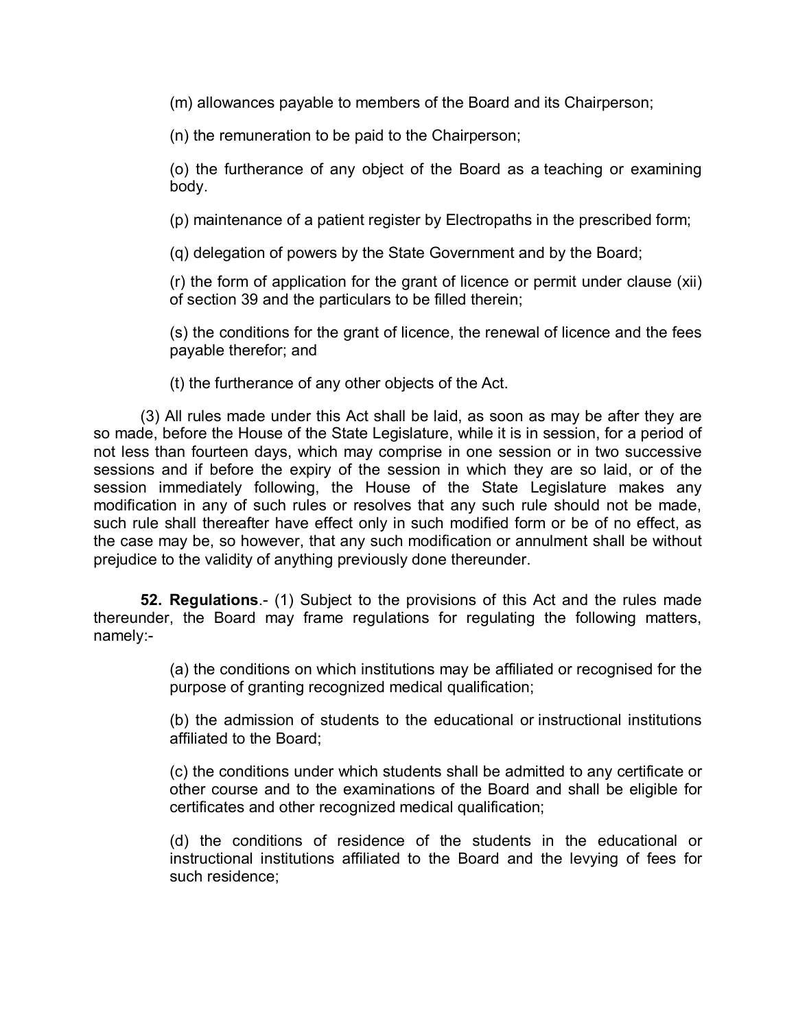(m) allowances payable to members of the Board and its Chairperson;

(n) the remuneration to be paid to the Chairperson;

(o) the furtherance of any object of the Board as a teaching or examining body.

(p) maintenance of a patient register by Electropaths in the prescribed form;

(q) delegation of powers by the State Government and by the Board;

(r) the form of application for the grant of licence or permit under clause (xii) of section 39 and the particulars to be filled therein;

(s) the conditions for the grant of licence, the renewal of licence and the fees payable therefor; and

(t) the furtherance of any other objects of the Act.

(3) All rules made under this Act shall be laid, as soon as may be after they are so made, before the House of the State Legislature, while it is in session, for a period of not less than fourteen days, which may comprise in one session or in two successive sessions and if before the expiry of the session in which they are so laid, or of the session immediately following, the House of the State Legislature makes any modification in any of such rules or resolves that any such rule should not be made, such rule shall thereafter have effect only in such modified form or be of no effect, as the case may be, so however, that any such modification or annulment shall be without prejudice to the validity of anything previously done thereunder.

**52. Regulations**.- (1) Subject to the provisions of this Act and the rules made thereunder, the Board may frame regulations for regulating the following matters, namely:-

(a) the conditions on which institutions may be affiliated or recognised for the purpose of granting recognized medical qualification;

(b) the admission of students to the educational or instructional institutions affiliated to the Board;

(c) the conditions under which students shall be admitted to any certificate or other course and to the examinations of the Board and shall be eligible for certificates and other recognized medical qualification;

(d) the conditions of residence of the students in the educational or instructional institutions affiliated to the Board and the levying of fees for such residence;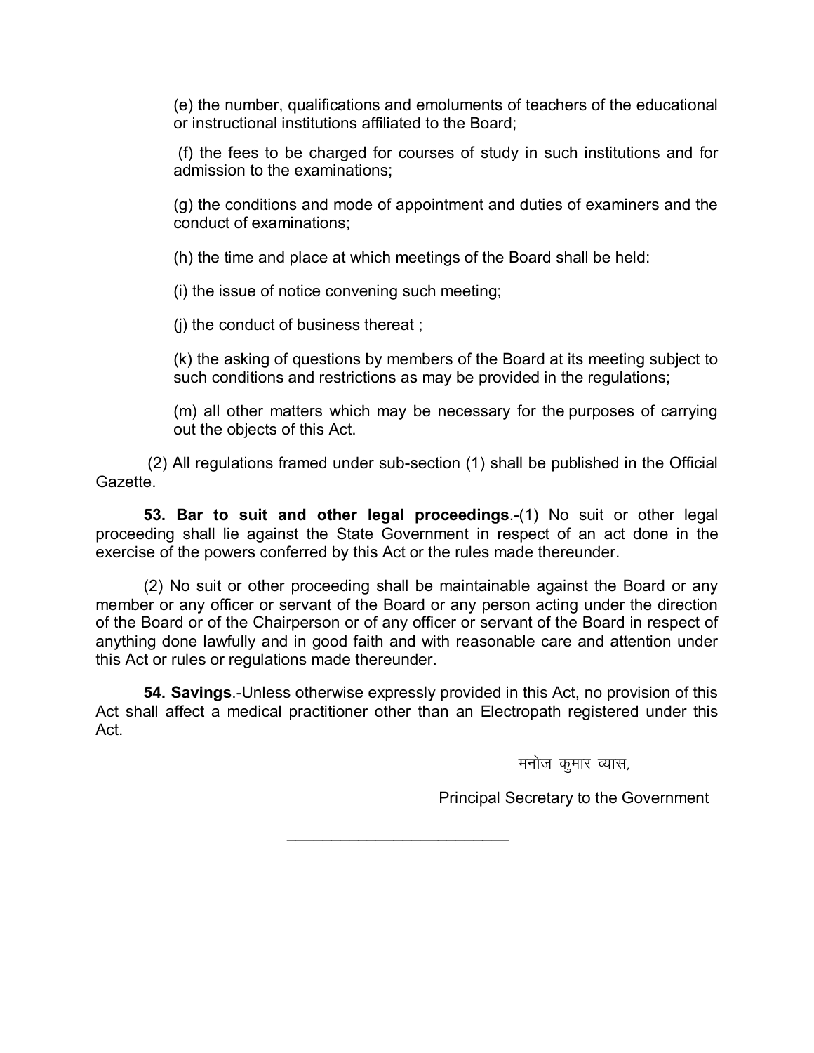(e) the number, qualifications and emoluments of teachers of the educational or instructional institutions affiliated to the Board;

(f) the fees to be charged for courses of study in such institutions and for admission to the examinations;

(g) the conditions and mode of appointment and duties of examiners and the conduct of examinations;

(h) the time and place at which meetings of the Board shall be held:

(i) the issue of notice convening such meeting;

(j) the conduct of business thereat ;

(k) the asking of questions by members of the Board at its meeting subject to such conditions and restrictions as may be provided in the regulations;

(m) all other matters which may be necessary for the purposes of carrying out the objects of this Act.

(2) All regulations framed under sub-section (1) shall be published in the Official Gazette.

**53. Bar to suit and other legal proceedings**.-(1) No suit or other legal proceeding shall lie against the State Government in respect of an act done in the exercise of the powers conferred by this Act or the rules made thereunder.

(2) No suit or other proceeding shall be maintainable against the Board or any member or any officer or servant of the Board or any person acting under the direction of the Board or of the Chairperson or of any officer or servant of the Board in respect of anything done lawfully and in good faith and with reasonable care and attention under this Act or rules or regulations made thereunder.

**54. Savings**.-Unless otherwise expressly provided in this Act, no provision of this Act shall affect a medical practitioner other than an Electropath registered under this Act.

मनोज कुमार व्यास,

Principal Secretary to the Government

---